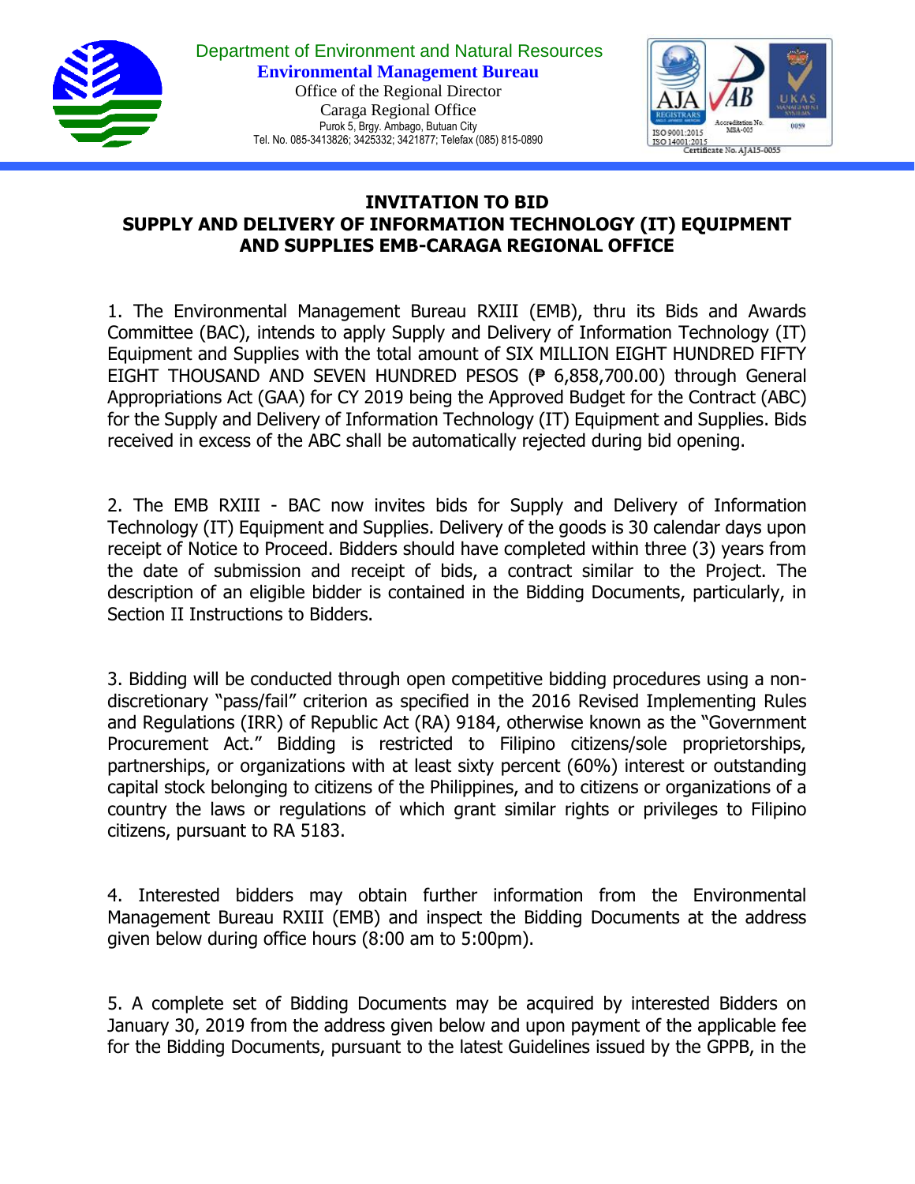Department of Environment and Natural Resources
**Environmental Management Bureau**
Office of the Regional Director
Caraga Regional Office
Purok 5, Brgy. Ambago, Butuan City
Tel. No. 085-3413826; 3425332; 3421877; Telefax (085) 815-0890

# INVITATION TO BID
## SUPPLY AND DELIVERY OF INFORMATION TECHNOLOGY (IT) EQUIPMENT AND SUPPLIES EMB-CARAGA REGIONAL OFFICE

1. The Environmental Management Bureau RXIII (EMB), thru its Bids and Awards Committee (BAC), intends to apply Supply and Delivery of Information Technology (IT) Equipment and Supplies with the total amount of SIX MILLION EIGHT HUNDRED FIFTY EIGHT THOUSAND AND SEVEN HUNDRED PESOS (₱ 6,858,700.00) through General Appropriations Act (GAA) for CY 2019 being the Approved Budget for the Contract (ABC) for the Supply and Delivery of Information Technology (IT) Equipment and Supplies. Bids received in excess of the ABC shall be automatically rejected during bid opening.

2. The EMB RXIII - BAC now invites bids for Supply and Delivery of Information Technology (IT) Equipment and Supplies. Delivery of the goods is 30 calendar days upon receipt of Notice to Proceed. Bidders should have completed within three (3) years from the date of submission and receipt of bids, a contract similar to the Project. The description of an eligible bidder is contained in the Bidding Documents, particularly, in Section II Instructions to Bidders.

3. Bidding will be conducted through open competitive bidding procedures using a non-discretionary "pass/fail" criterion as specified in the 2016 Revised Implementing Rules and Regulations (IRR) of Republic Act (RA) 9184, otherwise known as the "Government Procurement Act." Bidding is restricted to Filipino citizens/sole proprietorships, partnerships, or organizations with at least sixty percent (60%) interest or outstanding capital stock belonging to citizens of the Philippines, and to citizens or organizations of a country the laws or regulations of which grant similar rights or privileges to Filipino citizens, pursuant to RA 5183.

4. Interested bidders may obtain further information from the Environmental Management Bureau RXIII (EMB) and inspect the Bidding Documents at the address given below during office hours (8:00 am to 5:00pm).

5. A complete set of Bidding Documents may be acquired by interested Bidders on January 30, 2019 from the address given below and upon payment of the applicable fee for the Bidding Documents, pursuant to the latest Guidelines issued by the GPPB, in the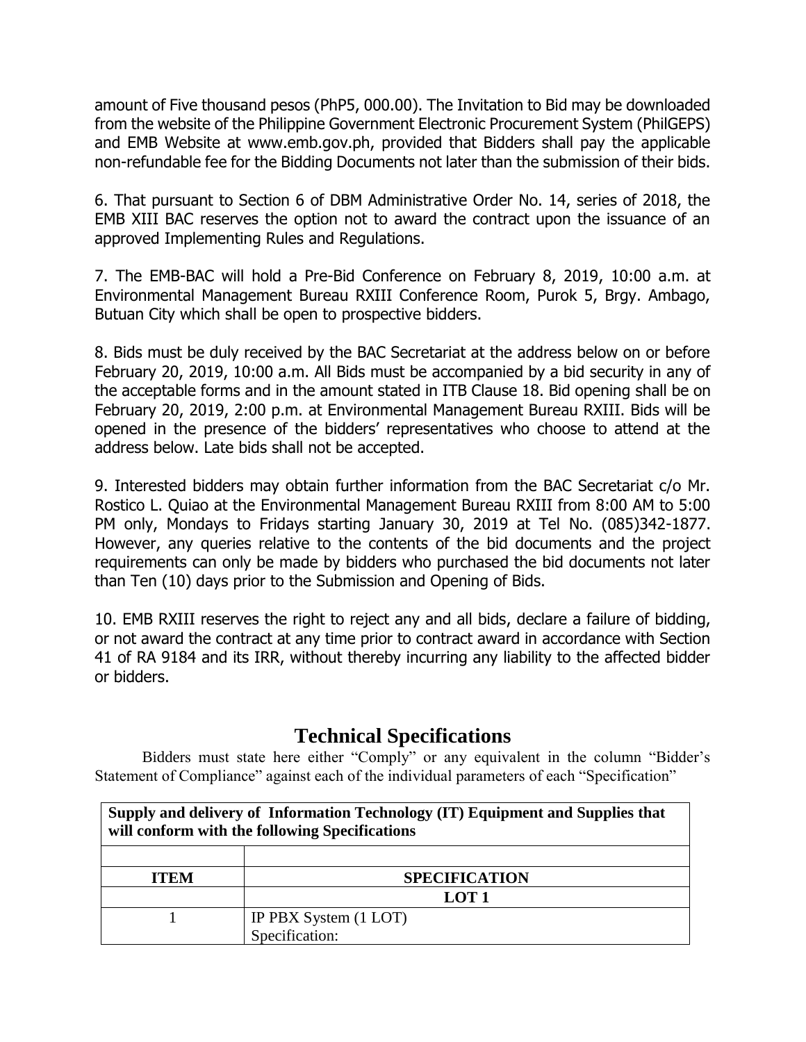amount of Five thousand pesos (PhP5, 000.00). The Invitation to Bid may be downloaded from the website of the Philippine Government Electronic Procurement System (PhilGEPS) and EMB Website at www.emb.gov.ph, provided that Bidders shall pay the applicable non-refundable fee for the Bidding Documents not later than the submission of their bids.

6. That pursuant to Section 6 of DBM Administrative Order No. 14, series of 2018, the EMB XIII BAC reserves the option not to award the contract upon the issuance of an approved Implementing Rules and Regulations.

7. The EMB-BAC will hold a Pre-Bid Conference on February 8, 2019, 10:00 a.m. at Environmental Management Bureau RXIII Conference Room, Purok 5, Brgy. Ambago, Butuan City which shall be open to prospective bidders.

8. Bids must be duly received by the BAC Secretariat at the address below on or before February 20, 2019, 10:00 a.m. All Bids must be accompanied by a bid security in any of the acceptable forms and in the amount stated in ITB Clause 18. Bid opening shall be on February 20, 2019, 2:00 p.m. at Environmental Management Bureau RXIII. Bids will be opened in the presence of the bidders' representatives who choose to attend at the address below. Late bids shall not be accepted.

9. Interested bidders may obtain further information from the BAC Secretariat c/o Mr. Rostico L. Quiao at the Environmental Management Bureau RXIII from 8:00 AM to 5:00 PM only, Mondays to Fridays starting January 30, 2019 at Tel No. (085)342-1877. However, any queries relative to the contents of the bid documents and the project requirements can only be made by bidders who purchased the bid documents not later than Ten (10) days prior to the Submission and Opening of Bids.

10. EMB RXIII reserves the right to reject any and all bids, declare a failure of bidding, or not award the contract at any time prior to contract award in accordance with Section 41 of RA 9184 and its IRR, without thereby incurring any liability to the affected bidder or bidders.

# Technical Specifications

Bidders must state here either "Comply" or any equivalent in the column "Bidder's Statement of Compliance" against each of the individual parameters of each "Specification"

| **Supply and delivery of Information Technology (IT) Equipment and Supplies that will conform with the following Specifications** | |
|---|---|
| | |
| **ITEM** | **SPECIFICATION** |
| | **LOT 1** |
| 1 | IP PBX System (1 LOT)<br>Specification: |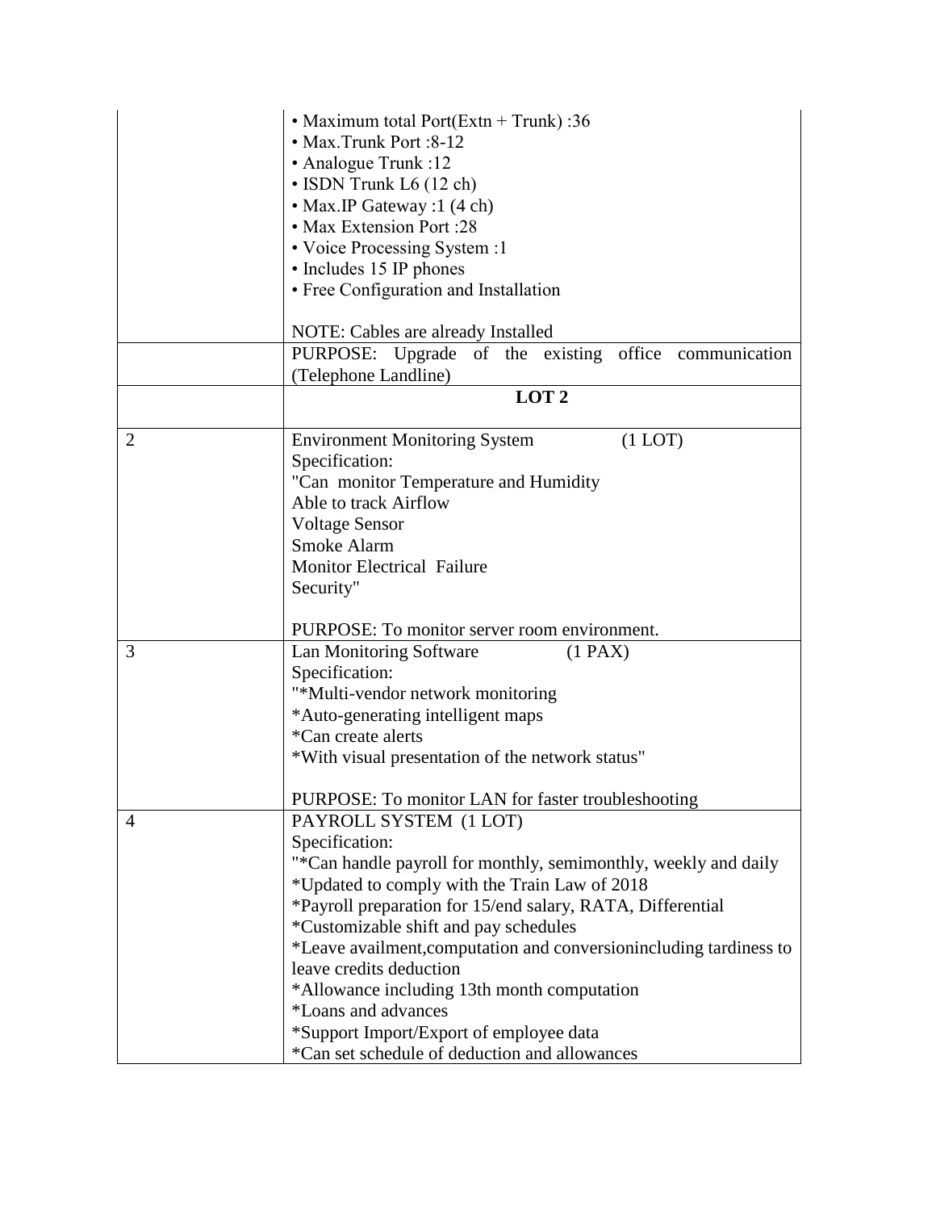| | |
|---|---|
| | • Maximum total Port(Extn + Trunk) :36<br>• Max.Trunk Port :8-12<br>• Analogue Trunk :12<br>• ISDN Trunk L6 (12 ch)<br>• Max.IP Gateway :1 (4 ch)<br>• Max Extension Port :28<br>• Voice Processing System :1<br>• Includes 15 IP phones<br>• Free Configuration and Installation<br><br>NOTE: Cables are already Installed |
| | PURPOSE: Upgrade of the existing office communication (Telephone Landline) |
| | **LOT 2** |
| 2 | Environment Monitoring System (1 LOT)<br>Specification:<br>"Can monitor Temperature and Humidity<br>Able to track Airflow<br>Voltage Sensor<br>Smoke Alarm<br>Monitor Electrical Failure<br>Security"<br><br>PURPOSE: To monitor server room environment. |
| 3 | Lan Monitoring Software (1 PAX)<br>Specification:<br>"*Multi-vendor network monitoring<br>*Auto-generating intelligent maps<br>*Can create alerts<br>*With visual presentation of the network status"<br><br>PURPOSE: To monitor LAN for faster troubleshooting |
| 4 | PAYROLL SYSTEM (1 LOT)<br>Specification:<br>"*Can handle payroll for monthly, semimonthly, weekly and daily<br>*Updated to comply with the Train Law of 2018<br>*Payroll preparation for 15/end salary, RATA, Differential<br>*Customizable shift and pay schedules<br>*Leave availment,computation and conversionincluding tardiness to leave credits deduction<br>*Allowance including 13th month computation<br>*Loans and advances<br>*Support Import/Export of employee data<br>*Can set schedule of deduction and allowances |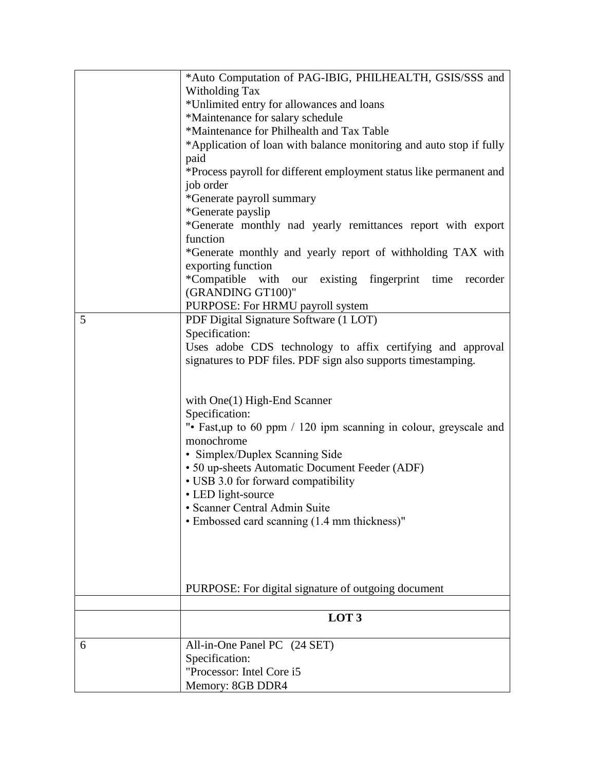| | |
|---|---|
| | *Auto Computation of PAG-IBIG, PHILHEALTH, GSIS/SSS and Witholding Tax<br>*Unlimited entry for allowances and loans<br>*Maintenance for salary schedule<br>*Maintenance for Philhealth and Tax Table<br>*Application of loan with balance monitoring and auto stop if fully paid<br>*Process payroll for different employment status like permanent and job order<br>*Generate payroll summary<br>*Generate payslip<br>*Generate monthly nad yearly remittances report with export function<br>*Generate monthly and yearly report of withholding TAX with exporting function<br>*Compatible with our existing fingerprint time recorder (GRANDING GT100)"<br>PURPOSE: For HRMU payroll system |
| 5 | PDF Digital Signature Software (1 LOT)<br>Specification:<br>Uses adobe CDS technology to affix certifying and approval signatures to PDF files. PDF sign also supports timestamping.<br><br>with One(1) High-End Scanner<br>Specification:<br>"• Fast,up to 60 ppm / 120 ipm scanning in colour, greyscale and monochrome<br>• Simplex/Duplex Scanning Side<br>• 50 up-sheets Automatic Document Feeder (ADF)<br>• USB 3.0 for forward compatibility<br>• LED light-source<br>• Scanner Central Admin Suite<br>• Embossed card scanning (1.4 mm thickness)"<br><br>PURPOSE: For digital signature of outgoing document |
| | |
| | **LOT 3** |
| 6 | All-in-One Panel PC (24 SET)<br>Specification:<br>"Processor: Intel Core i5<br>Memory: 8GB DDR4 |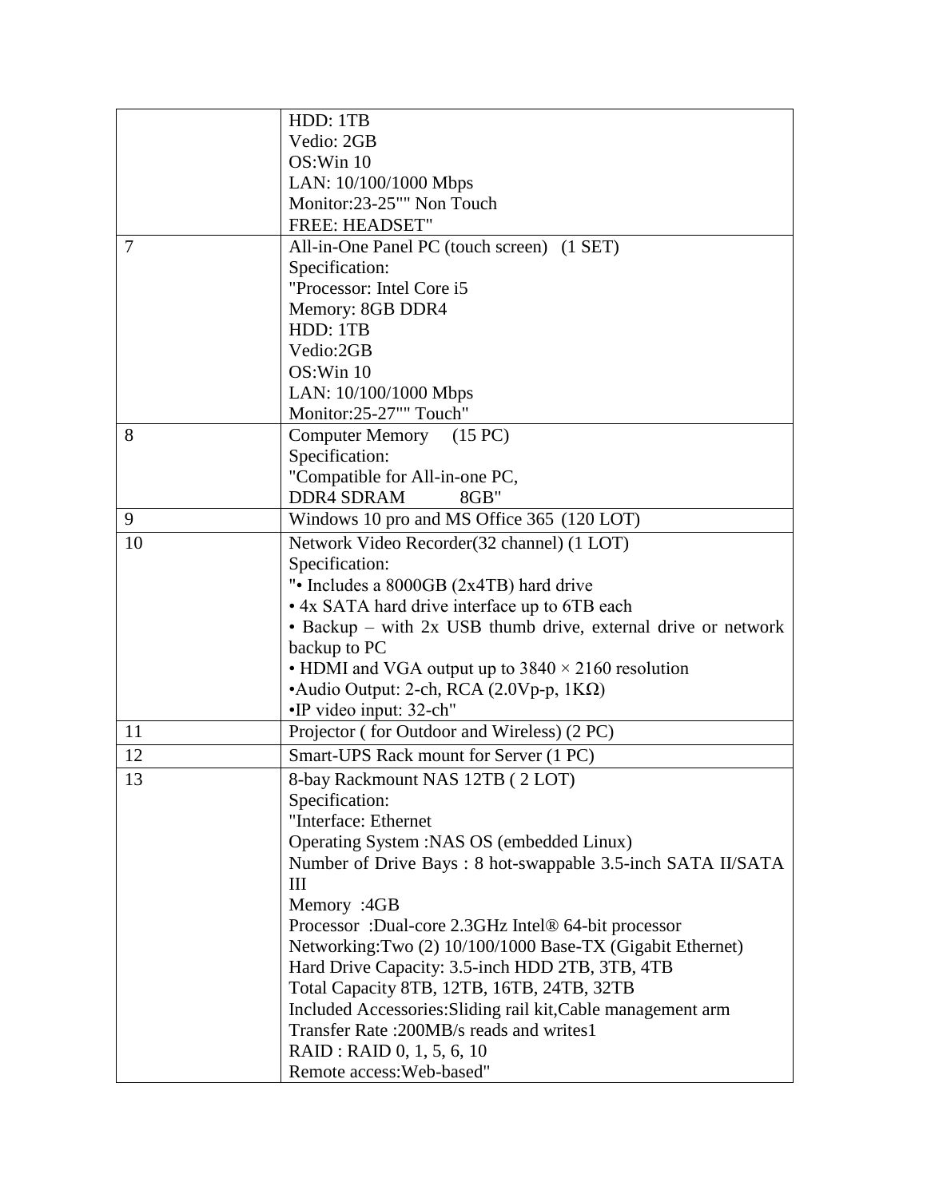| | |
|---|---|
| | HDD: 1TB<br>Vedio: 2GB<br>OS:Win 10<br>LAN: 10/100/1000 Mbps<br>Monitor:23-25"" Non Touch<br>FREE: HEADSET" |
| 7 | All-in-One Panel PC (touch screen) (1 SET)<br>Specification:<br>"Processor: Intel Core i5<br>Memory: 8GB DDR4<br>HDD: 1TB<br>Vedio:2GB<br>OS:Win 10<br>LAN: 10/100/1000 Mbps<br>Monitor:25-27"" Touch" |
| 8 | Computer Memory (15 PC)<br>Specification:<br>"Compatible for All-in-one PC,<br>DDR4 SDRAM 8GB" |
| 9 | Windows 10 pro and MS Office 365 (120 LOT) |
| 10 | Network Video Recorder(32 channel) (1 LOT)<br>Specification:<br>"• Includes a 8000GB (2x4TB) hard drive<br>• 4x SATA hard drive interface up to 6TB each<br>• Backup – with 2x USB thumb drive, external drive or network backup to PC<br>• HDMI and VGA output up to 3840 × 2160 resolution<br>•Audio Output: 2-ch, RCA (2.0Vp-p, 1KΩ)<br>•IP video input: 32-ch" |
| 11 | Projector ( for Outdoor and Wireless) (2 PC) |
| 12 | Smart-UPS Rack mount for Server (1 PC) |
| 13 | 8-bay Rackmount NAS 12TB ( 2 LOT)<br>Specification:<br>"Interface: Ethernet<br>Operating System :NAS OS (embedded Linux)<br>Number of Drive Bays : 8 hot-swappable 3.5-inch SATA II/SATA III<br>Memory :4GB<br>Processor :Dual-core 2.3GHz Intel® 64-bit processor<br>Networking:Two (2) 10/100/1000 Base-TX (Gigabit Ethernet)<br>Hard Drive Capacity: 3.5-inch HDD 2TB, 3TB, 4TB<br>Total Capacity 8TB, 12TB, 16TB, 24TB, 32TB<br>Included Accessories:Sliding rail kit,Cable management arm<br>Transfer Rate :200MB/s reads and writes1<br>RAID : RAID 0, 1, 5, 6, 10<br>Remote access:Web-based" |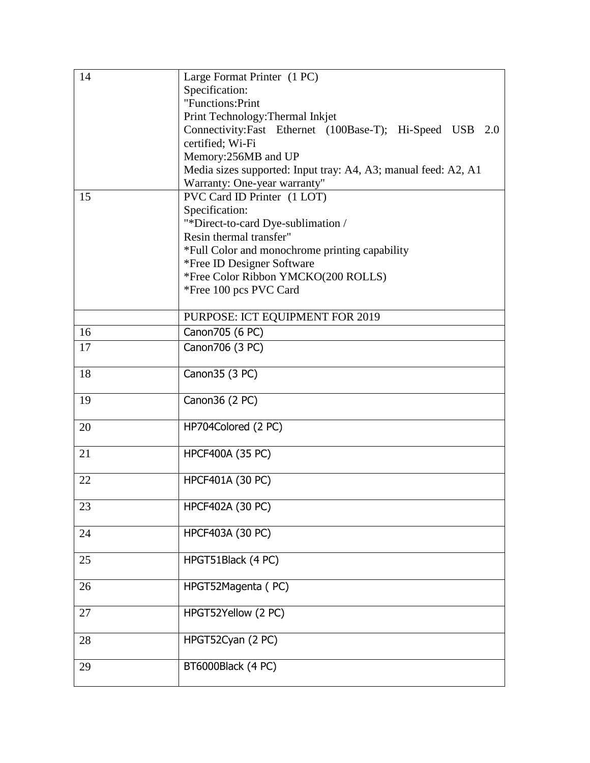| 14 | Large Format Printer (1 PC)<br>Specification:<br>"Functions:Print<br>Print Technology:Thermal Inkjet<br>Connectivity:Fast Ethernet (100Base-T); Hi-Speed USB 2.0 certified; Wi-Fi<br>Memory:256MB and UP<br>Media sizes supported: Input tray: A4, A3; manual feed: A2, A1<br>Warranty: One-year warranty" |
|---|---|
| 15 | PVC Card ID Printer (1 LOT)<br>Specification:<br>"*Direct-to-card Dye-sublimation /<br>Resin thermal transfer"<br>*Full Color and monochrome printing capability<br>*Free ID Designer Software<br>*Free Color Ribbon YMCKO(200 ROLLS)<br>*Free 100 pcs PVC Card |
| | PURPOSE: ICT EQUIPMENT FOR 2019 |
| 16 | Canon705 (6 PC) |
| 17 | Canon706 (3 PC) |
| 18 | Canon35 (3 PC) |
| 19 | Canon36 (2 PC) |
| 20 | HP704Colored (2 PC) |
| 21 | HPCF400A (35 PC) |
| 22 | HPCF401A (30 PC) |
| 23 | HPCF402A (30 PC) |
| 24 | HPCF403A (30 PC) |
| 25 | HPGT51Black (4 PC) |
| 26 | HPGT52Magenta ( PC) |
| 27 | HPGT52Yellow (2 PC) |
| 28 | HPGT52Cyan (2 PC) |
| 29 | BT6000Black (4 PC) |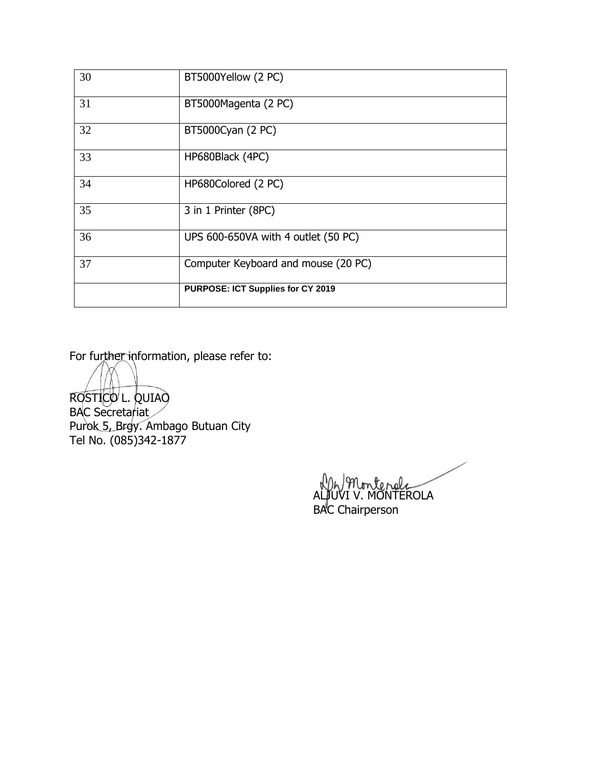| | |
|---|---|
| 30 | BT5000Yellow (2 PC) |
| 31 | BT5000Magenta (2 PC) |
| 32 | BT5000Cyan (2 PC) |
| 33 | HP680Black (4PC) |
| 34 | HP680Colored (2 PC) |
| 35 | 3 in 1 Printer (8PC) |
| 36 | UPS 600-650VA with 4 outlet (50 PC) |
| 37 | Computer Keyboard and mouse (20 PC) |
| | **PURPOSE: ICT Supplies for CY 2019** |

For further information, please refer to:

ROSTICO L. QUIAO
BAC Secretariat
Purok 5, Brgy. Ambago Butuan City
Tel No. (085)342-1877

ALJUVI V. MONTEROLA
BAC Chairperson